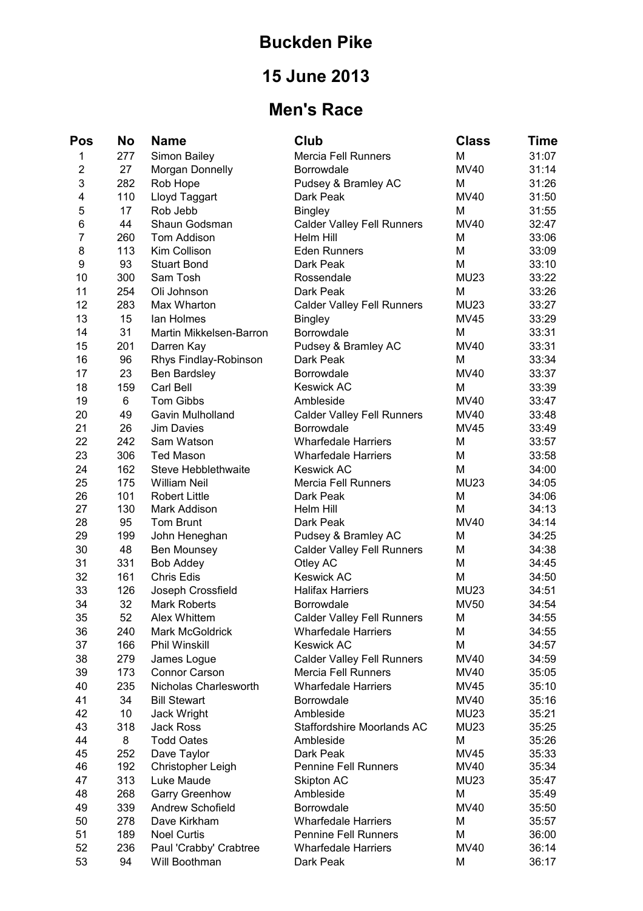# Buckden Pike

## 15 June 2013

## Men's Race

| Pos | No | Name | Club | Class | Time |
|---|---|---|---|---|---|
| 1 | 277 | Simon Bailey | Mercia Fell Runners | M | 31:07 |
| 2 | 27 | Morgan Donnelly | Borrowdale | MV40 | 31:14 |
| 3 | 282 | Rob Hope | Pudsey & Bramley AC | M | 31:26 |
| 4 | 110 | Lloyd Taggart | Dark Peak | MV40 | 31:50 |
| 5 | 17 | Rob Jebb | Bingley | M | 31:55 |
| 6 | 44 | Shaun Godsman | Calder Valley Fell Runners | MV40 | 32:47 |
| 7 | 260 | Tom Addison | Helm Hill | M | 33:06 |
| 8 | 113 | Kim Collison | Eden Runners | M | 33:09 |
| 9 | 93 | Stuart Bond | Dark Peak | M | 33:10 |
| 10 | 300 | Sam Tosh | Rossendale | MU23 | 33:22 |
| 11 | 254 | Oli Johnson | Dark Peak | M | 33:26 |
| 12 | 283 | Max Wharton | Calder Valley Fell Runners | MU23 | 33:27 |
| 13 | 15 | Ian Holmes | Bingley | MV45 | 33:29 |
| 14 | 31 | Martin Mikkelsen-Barron | Borrowdale | M | 33:31 |
| 15 | 201 | Darren Kay | Pudsey & Bramley AC | MV40 | 33:31 |
| 16 | 96 | Rhys Findlay-Robinson | Dark Peak | M | 33:34 |
| 17 | 23 | Ben Bardsley | Borrowdale | MV40 | 33:37 |
| 18 | 159 | Carl Bell | Keswick AC | M | 33:39 |
| 19 | 6 | Tom Gibbs | Ambleside | MV40 | 33:47 |
| 20 | 49 | Gavin Mulholland | Calder Valley Fell Runners | MV40 | 33:48 |
| 21 | 26 | Jim Davies | Borrowdale | MV45 | 33:49 |
| 22 | 242 | Sam Watson | Wharfedale Harriers | M | 33:57 |
| 23 | 306 | Ted Mason | Wharfedale Harriers | M | 33:58 |
| 24 | 162 | Steve Hebblethwaite | Keswick AC | M | 34:00 |
| 25 | 175 | William Neil | Mercia Fell Runners | MU23 | 34:05 |
| 26 | 101 | Robert Little | Dark Peak | M | 34:06 |
| 27 | 130 | Mark Addison | Helm Hill | M | 34:13 |
| 28 | 95 | Tom Brunt | Dark Peak | MV40 | 34:14 |
| 29 | 199 | John Heneghan | Pudsey & Bramley AC | M | 34:25 |
| 30 | 48 | Ben Mounsey | Calder Valley Fell Runners | M | 34:38 |
| 31 | 331 | Bob Addey | Otley AC | M | 34:45 |
| 32 | 161 | Chris Edis | Keswick AC | M | 34:50 |
| 33 | 126 | Joseph Crossfield | Halifax Harriers | MU23 | 34:51 |
| 34 | 32 | Mark Roberts | Borrowdale | MV50 | 34:54 |
| 35 | 52 | Alex Whittem | Calder Valley Fell Runners | M | 34:55 |
| 36 | 240 | Mark McGoldrick | Wharfedale Harriers | M | 34:55 |
| 37 | 166 | Phil Winskill | Keswick AC | M | 34:57 |
| 38 | 279 | James Logue | Calder Valley Fell Runners | MV40 | 34:59 |
| 39 | 173 | Connor Carson | Mercia Fell Runners | MV40 | 35:05 |
| 40 | 235 | Nicholas Charlesworth | Wharfedale Harriers | MV45 | 35:10 |
| 41 | 34 | Bill Stewart | Borrowdale | MV40 | 35:16 |
| 42 | 10 | Jack Wright | Ambleside | MU23 | 35:21 |
| 43 | 318 | Jack Ross | Staffordshire Moorlands AC | MU23 | 35:25 |
| 44 | 8 | Todd Oates | Ambleside | M | 35:26 |
| 45 | 252 | Dave Taylor | Dark Peak | MV45 | 35:33 |
| 46 | 192 | Christopher Leigh | Pennine Fell Runners | MV40 | 35:34 |
| 47 | 313 | Luke Maude | Skipton AC | MU23 | 35:47 |
| 48 | 268 | Garry Greenhow | Ambleside | M | 35:49 |
| 49 | 339 | Andrew Schofield | Borrowdale | MV40 | 35:50 |
| 50 | 278 | Dave Kirkham | Wharfedale Harriers | M | 35:57 |
| 51 | 189 | Noel Curtis | Pennine Fell Runners | M | 36:00 |
| 52 | 236 | Paul 'Crabby' Crabtree | Wharfedale Harriers | MV40 | 36:14 |
| 53 | 94 | Will Boothman | Dark Peak | M | 36:17 |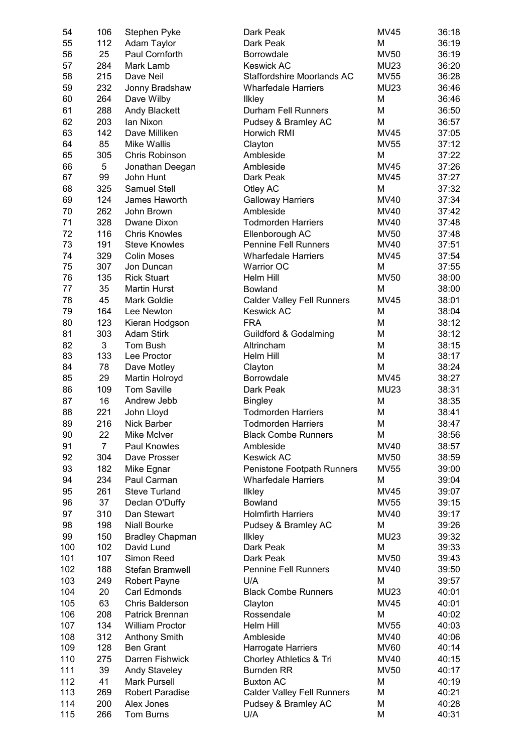| | | | | | |
|---|---|---|---|---|---|
| 54 | 106 | Stephen Pyke | Dark Peak | MV45 | 36:18 |
| 55 | 112 | Adam Taylor | Dark Peak | M | 36:19 |
| 56 | 25 | Paul Cornforth | Borrowdale | MV50 | 36:19 |
| 57 | 284 | Mark Lamb | Keswick AC | MU23 | 36:20 |
| 58 | 215 | Dave Neil | Staffordshire Moorlands AC | MV55 | 36:28 |
| 59 | 232 | Jonny Bradshaw | Wharfedale Harriers | MU23 | 36:46 |
| 60 | 264 | Dave Wilby | Ilkley | M | 36:46 |
| 61 | 288 | Andy Blackett | Durham Fell Runners | M | 36:50 |
| 62 | 203 | Ian Nixon | Pudsey & Bramley AC | M | 36:57 |
| 63 | 142 | Dave Milliken | Horwich RMI | MV45 | 37:05 |
| 64 | 85 | Mike Wallis | Clayton | MV55 | 37:12 |
| 65 | 305 | Chris Robinson | Ambleside | M | 37:22 |
| 66 | 5 | Jonathan Deegan | Ambleside | MV45 | 37:26 |
| 67 | 99 | John Hunt | Dark Peak | MV45 | 37:27 |
| 68 | 325 | Samuel Stell | Otley AC | M | 37:32 |
| 69 | 124 | James Haworth | Galloway Harriers | MV40 | 37:34 |
| 70 | 262 | John Brown | Ambleside | MV40 | 37:42 |
| 71 | 328 | Dwane Dixon | Todmorden Harriers | MV40 | 37:48 |
| 72 | 116 | Chris Knowles | Ellenborough AC | MV50 | 37:48 |
| 73 | 191 | Steve Knowles | Pennine Fell Runners | MV40 | 37:51 |
| 74 | 329 | Colin Moses | Wharfedale Harriers | MV45 | 37:54 |
| 75 | 307 | Jon Duncan | Warrior OC | M | 37:55 |
| 76 | 135 | Rick Stuart | Helm Hill | MV50 | 38:00 |
| 77 | 35 | Martin Hurst | Bowland | M | 38:00 |
| 78 | 45 | Mark Goldie | Calder Valley Fell Runners | MV45 | 38:01 |
| 79 | 164 | Lee Newton | Keswick AC | M | 38:04 |
| 80 | 123 | Kieran Hodgson | FRA | M | 38:12 |
| 81 | 303 | Adam Stirk | Guildford & Godalming | M | 38:12 |
| 82 | 3 | Tom Bush | Altrincham | M | 38:15 |
| 83 | 133 | Lee Proctor | Helm Hill | M | 38:17 |
| 84 | 78 | Dave Motley | Clayton | M | 38:24 |
| 85 | 29 | Martin Holroyd | Borrowdale | MV45 | 38:27 |
| 86 | 109 | Tom Saville | Dark Peak | MU23 | 38:31 |
| 87 | 16 | Andrew Jebb | Bingley | M | 38:35 |
| 88 | 221 | John Lloyd | Todmorden Harriers | M | 38:41 |
| 89 | 216 | Nick Barber | Todmorden Harriers | M | 38:47 |
| 90 | 22 | Mike McIver | Black Combe Runners | M | 38:56 |
| 91 | 7 | Paul Knowles | Ambleside | MV40 | 38:57 |
| 92 | 304 | Dave Prosser | Keswick AC | MV50 | 38:59 |
| 93 | 182 | Mike Egnar | Penistone Footpath Runners | MV55 | 39:00 |
| 94 | 234 | Paul Carman | Wharfedale Harriers | M | 39:04 |
| 95 | 261 | Steve Turland | Ilkley | MV45 | 39:07 |
| 96 | 37 | Declan O'Duffy | Bowland | MV55 | 39:15 |
| 97 | 310 | Dan Stewart | Holmfirth Harriers | MV40 | 39:17 |
| 98 | 198 | Niall Bourke | Pudsey & Bramley AC | M | 39:26 |
| 99 | 150 | Bradley Chapman | Ilkley | MU23 | 39:32 |
| 100 | 102 | David Lund | Dark Peak | M | 39:33 |
| 101 | 107 | Simon Reed | Dark Peak | MV50 | 39:43 |
| 102 | 188 | Stefan Bramwell | Pennine Fell Runners | MV40 | 39:50 |
| 103 | 249 | Robert Payne | U/A | M | 39:57 |
| 104 | 20 | Carl Edmonds | Black Combe Runners | MU23 | 40:01 |
| 105 | 63 | Chris Balderson | Clayton | MV45 | 40:01 |
| 106 | 208 | Patrick Brennan | Rossendale | M | 40:02 |
| 107 | 134 | William Proctor | Helm Hill | MV55 | 40:03 |
| 108 | 312 | Anthony Smith | Ambleside | MV40 | 40:06 |
| 109 | 128 | Ben Grant | Harrogate Harriers | MV60 | 40:14 |
| 110 | 275 | Darren Fishwick | Chorley Athletics & Tri | MV40 | 40:15 |
| 111 | 39 | Andy Staveley | Burnden RR | MV50 | 40:17 |
| 112 | 41 | Mark Pursell | Buxton AC | M | 40:19 |
| 113 | 269 | Robert Paradise | Calder Valley Fell Runners | M | 40:21 |
| 114 | 200 | Alex Jones | Pudsey & Bramley AC | M | 40:28 |
| 115 | 266 | Tom Burns | U/A | M | 40:31 |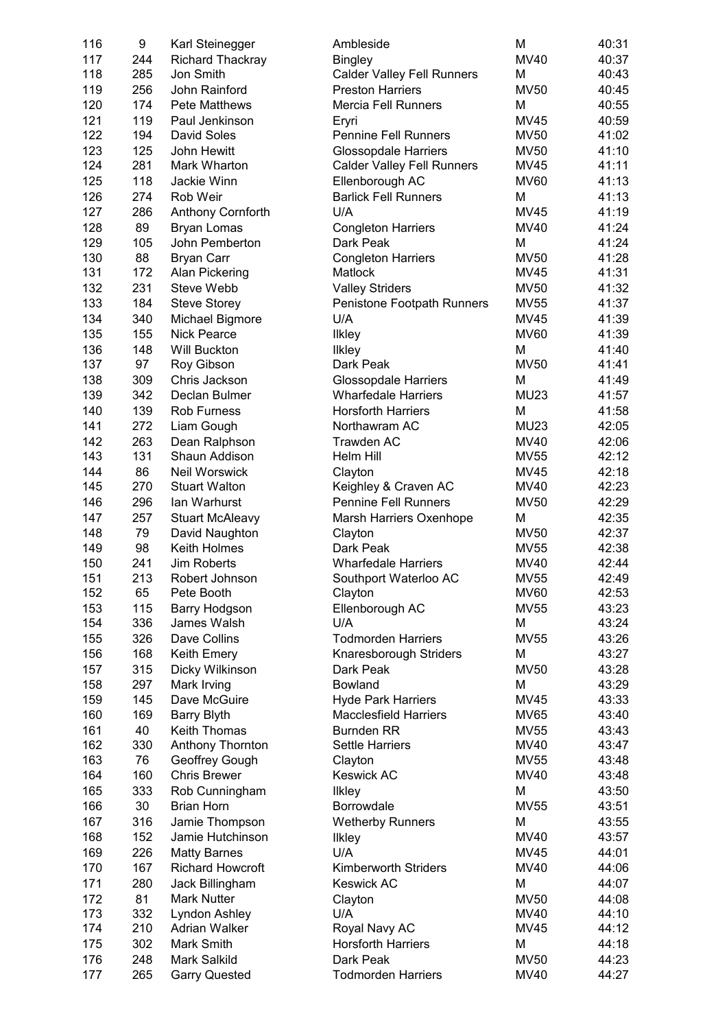| 116 | 9 | Karl Steinegger | Ambleside | M | 40:31 |
|---|---|---|---|---|---|
| 117 | 244 | Richard Thackray | Bingley | MV40 | 40:37 |
| 118 | 285 | Jon Smith | Calder Valley Fell Runners | M | 40:43 |
| 119 | 256 | John Rainford | Preston Harriers | MV50 | 40:45 |
| 120 | 174 | Pete Matthews | Mercia Fell Runners | M | 40:55 |
| 121 | 119 | Paul Jenkinson | Eryri | MV45 | 40:59 |
| 122 | 194 | David Soles | Pennine Fell Runners | MV50 | 41:02 |
| 123 | 125 | John Hewitt | Glossopdale Harriers | MV50 | 41:10 |
| 124 | 281 | Mark Wharton | Calder Valley Fell Runners | MV45 | 41:11 |
| 125 | 118 | Jackie Winn | Ellenborough AC | MV60 | 41:13 |
| 126 | 274 | Rob Weir | Barlick Fell Runners | M | 41:13 |
| 127 | 286 | Anthony Cornforth | U/A | MV45 | 41:19 |
| 128 | 89 | Bryan Lomas | Congleton Harriers | MV40 | 41:24 |
| 129 | 105 | John Pemberton | Dark Peak | M | 41:24 |
| 130 | 88 | Bryan Carr | Congleton Harriers | MV50 | 41:28 |
| 131 | 172 | Alan Pickering | Matlock | MV45 | 41:31 |
| 132 | 231 | Steve Webb | Valley Striders | MV50 | 41:32 |
| 133 | 184 | Steve Storey | Penistone Footpath Runners | MV55 | 41:37 |
| 134 | 340 | Michael Bigmore | U/A | MV45 | 41:39 |
| 135 | 155 | Nick Pearce | Ilkley | MV60 | 41:39 |
| 136 | 148 | Will Buckton | Ilkley | M | 41:40 |
| 137 | 97 | Roy Gibson | Dark Peak | MV50 | 41:41 |
| 138 | 309 | Chris Jackson | Glossopdale Harriers | M | 41:49 |
| 139 | 342 | Declan Bulmer | Wharfedale Harriers | MU23 | 41:57 |
| 140 | 139 | Rob Furness | Horsforth Harriers | M | 41:58 |
| 141 | 272 | Liam Gough | Northawram AC | MU23 | 42:05 |
| 142 | 263 | Dean Ralphson | Trawden AC | MV40 | 42:06 |
| 143 | 131 | Shaun Addison | Helm Hill | MV55 | 42:12 |
| 144 | 86 | Neil Worswick | Clayton | MV45 | 42:18 |
| 145 | 270 | Stuart Walton | Keighley & Craven AC | MV40 | 42:23 |
| 146 | 296 | Ian Warhurst | Pennine Fell Runners | MV50 | 42:29 |
| 147 | 257 | Stuart McAleavy | Marsh Harriers Oxenhope | M | 42:35 |
| 148 | 79 | David Naughton | Clayton | MV50 | 42:37 |
| 149 | 98 | Keith Holmes | Dark Peak | MV55 | 42:38 |
| 150 | 241 | Jim Roberts | Wharfedale Harriers | MV40 | 42:44 |
| 151 | 213 | Robert Johnson | Southport Waterloo AC | MV55 | 42:49 |
| 152 | 65 | Pete Booth | Clayton | MV60 | 42:53 |
| 153 | 115 | Barry Hodgson | Ellenborough AC | MV55 | 43:23 |
| 154 | 336 | James Walsh | U/A | M | 43:24 |
| 155 | 326 | Dave Collins | Todmorden Harriers | MV55 | 43:26 |
| 156 | 168 | Keith Emery | Knaresborough Striders | M | 43:27 |
| 157 | 315 | Dicky Wilkinson | Dark Peak | MV50 | 43:28 |
| 158 | 297 | Mark Irving | Bowland | M | 43:29 |
| 159 | 145 | Dave McGuire | Hyde Park Harriers | MV45 | 43:33 |
| 160 | 169 | Barry Blyth | Macclesfield Harriers | MV65 | 43:40 |
| 161 | 40 | Keith Thomas | Burnden RR | MV55 | 43:43 |
| 162 | 330 | Anthony Thornton | Settle Harriers | MV40 | 43:47 |
| 163 | 76 | Geoffrey Gough | Clayton | MV55 | 43:48 |
| 164 | 160 | Chris Brewer | Keswick AC | MV40 | 43:48 |
| 165 | 333 | Rob Cunningham | Ilkley | M | 43:50 |
| 166 | 30 | Brian Horn | Borrowdale | MV55 | 43:51 |
| 167 | 316 | Jamie Thompson | Wetherby Runners | M | 43:55 |
| 168 | 152 | Jamie Hutchinson | Ilkley | MV40 | 43:57 |
| 169 | 226 | Matty Barnes | U/A | MV45 | 44:01 |
| 170 | 167 | Richard Howcroft | Kimberworth Striders | MV40 | 44:06 |
| 171 | 280 | Jack Billingham | Keswick AC | M | 44:07 |
| 172 | 81 | Mark Nutter | Clayton | MV50 | 44:08 |
| 173 | 332 | Lyndon Ashley | U/A | MV40 | 44:10 |
| 174 | 210 | Adrian Walker | Royal Navy AC | MV45 | 44:12 |
| 175 | 302 | Mark Smith | Horsforth Harriers | M | 44:18 |
| 176 | 248 | Mark Salkild | Dark Peak | MV50 | 44:23 |
| 177 | 265 | Garry Quested | Todmorden Harriers | MV40 | 44:27 |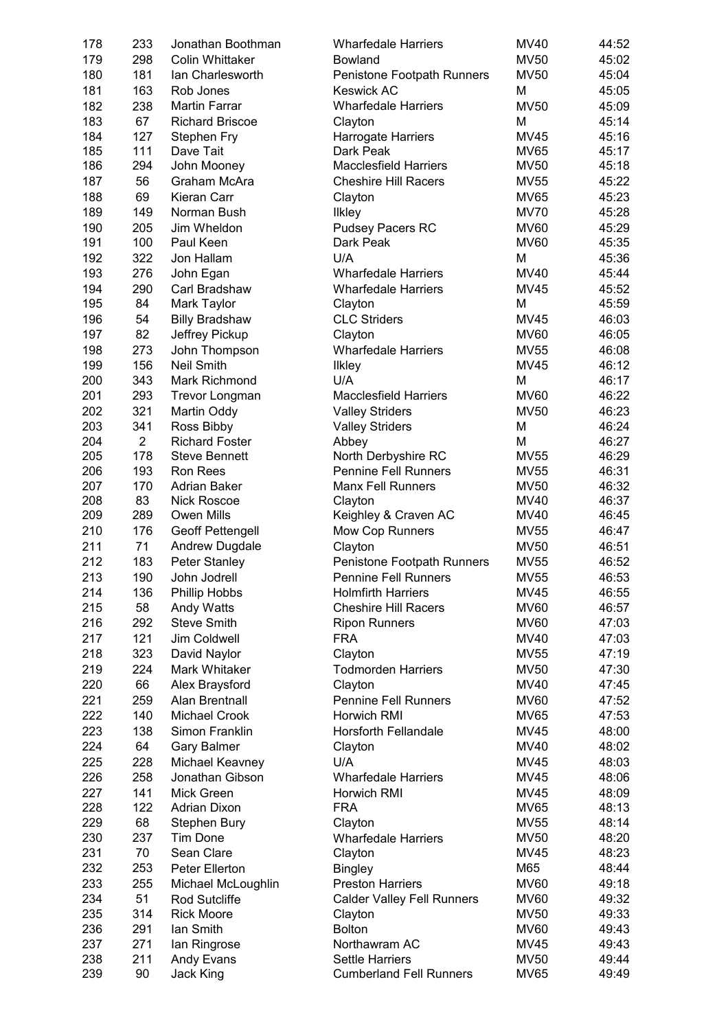| | | | | | |
|---|---|---|---|---|---|
| 178 | 233 | Jonathan Boothman | Wharfedale Harriers | MV40 | 44:52 |
| 179 | 298 | Colin Whittaker | Bowland | MV50 | 45:02 |
| 180 | 181 | Ian Charlesworth | Penistone Footpath Runners | MV50 | 45:04 |
| 181 | 163 | Rob Jones | Keswick AC | M | 45:05 |
| 182 | 238 | Martin Farrar | Wharfedale Harriers | MV50 | 45:09 |
| 183 | 67 | Richard Briscoe | Clayton | M | 45:14 |
| 184 | 127 | Stephen Fry | Harrogate Harriers | MV45 | 45:16 |
| 185 | 111 | Dave Tait | Dark Peak | MV65 | 45:17 |
| 186 | 294 | John Mooney | Macclesfield Harriers | MV50 | 45:18 |
| 187 | 56 | Graham McAra | Cheshire Hill Racers | MV55 | 45:22 |
| 188 | 69 | Kieran Carr | Clayton | MV65 | 45:23 |
| 189 | 149 | Norman Bush | Ilkley | MV70 | 45:28 |
| 190 | 205 | Jim Wheldon | Pudsey Pacers RC | MV60 | 45:29 |
| 191 | 100 | Paul Keen | Dark Peak | MV60 | 45:35 |
| 192 | 322 | Jon Hallam | U/A | M | 45:36 |
| 193 | 276 | John Egan | Wharfedale Harriers | MV40 | 45:44 |
| 194 | 290 | Carl Bradshaw | Wharfedale Harriers | MV45 | 45:52 |
| 195 | 84 | Mark Taylor | Clayton | M | 45:59 |
| 196 | 54 | Billy Bradshaw | CLC Striders | MV45 | 46:03 |
| 197 | 82 | Jeffrey Pickup | Clayton | MV60 | 46:05 |
| 198 | 273 | John Thompson | Wharfedale Harriers | MV55 | 46:08 |
| 199 | 156 | Neil Smith | Ilkley | MV45 | 46:12 |
| 200 | 343 | Mark Richmond | U/A | M | 46:17 |
| 201 | 293 | Trevor Longman | Macclesfield Harriers | MV60 | 46:22 |
| 202 | 321 | Martin Oddy | Valley Striders | MV50 | 46:23 |
| 203 | 341 | Ross Bibby | Valley Striders | M | 46:24 |
| 204 | 2 | Richard Foster | Abbey | M | 46:27 |
| 205 | 178 | Steve Bennett | North Derbyshire RC | MV55 | 46:29 |
| 206 | 193 | Ron Rees | Pennine Fell Runners | MV55 | 46:31 |
| 207 | 170 | Adrian Baker | Manx Fell Runners | MV50 | 46:32 |
| 208 | 83 | Nick Roscoe | Clayton | MV40 | 46:37 |
| 209 | 289 | Owen Mills | Keighley & Craven AC | MV40 | 46:45 |
| 210 | 176 | Geoff Pettengell | Mow Cop Runners | MV55 | 46:47 |
| 211 | 71 | Andrew Dugdale | Clayton | MV50 | 46:51 |
| 212 | 183 | Peter Stanley | Penistone Footpath Runners | MV55 | 46:52 |
| 213 | 190 | John Jodrell | Pennine Fell Runners | MV55 | 46:53 |
| 214 | 136 | Phillip Hobbs | Holmfirth Harriers | MV45 | 46:55 |
| 215 | 58 | Andy Watts | Cheshire Hill Racers | MV60 | 46:57 |
| 216 | 292 | Steve Smith | Ripon Runners | MV60 | 47:03 |
| 217 | 121 | Jim Coldwell | FRA | MV40 | 47:03 |
| 218 | 323 | David Naylor | Clayton | MV55 | 47:19 |
| 219 | 224 | Mark Whitaker | Todmorden Harriers | MV50 | 47:30 |
| 220 | 66 | Alex Braysford | Clayton | MV40 | 47:45 |
| 221 | 259 | Alan Brentnall | Pennine Fell Runners | MV60 | 47:52 |
| 222 | 140 | Michael Crook | Horwich RMI | MV65 | 47:53 |
| 223 | 138 | Simon Franklin | Horsforth Fellandale | MV45 | 48:00 |
| 224 | 64 | Gary Balmer | Clayton | MV40 | 48:02 |
| 225 | 228 | Michael Keavney | U/A | MV45 | 48:03 |
| 226 | 258 | Jonathan Gibson | Wharfedale Harriers | MV45 | 48:06 |
| 227 | 141 | Mick Green | Horwich RMI | MV45 | 48:09 |
| 228 | 122 | Adrian Dixon | FRA | MV65 | 48:13 |
| 229 | 68 | Stephen Bury | Clayton | MV55 | 48:14 |
| 230 | 237 | Tim Done | Wharfedale Harriers | MV50 | 48:20 |
| 231 | 70 | Sean Clare | Clayton | MV45 | 48:23 |
| 232 | 253 | Peter Ellerton | Bingley | M65 | 48:44 |
| 233 | 255 | Michael McLoughlin | Preston Harriers | MV60 | 49:18 |
| 234 | 51 | Rod Sutcliffe | Calder Valley Fell Runners | MV60 | 49:32 |
| 235 | 314 | Rick Moore | Clayton | MV50 | 49:33 |
| 236 | 291 | Ian Smith | Bolton | MV60 | 49:43 |
| 237 | 271 | Ian Ringrose | Northawram AC | MV45 | 49:43 |
| 238 | 211 | Andy Evans | Settle Harriers | MV50 | 49:44 |
| 239 | 90 | Jack King | Cumberland Fell Runners | MV65 | 49:49 |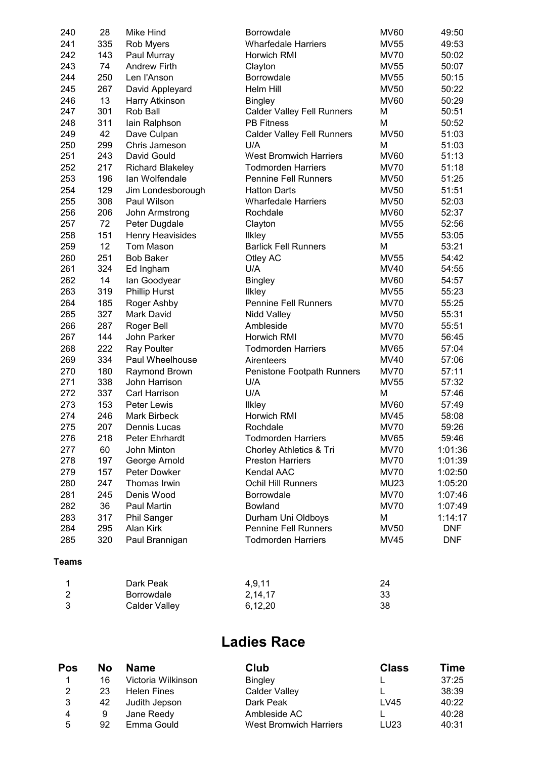| | | | | | |
|---|---|---|---|---|---|
| 240 | 28 | Mike Hind | Borrowdale | MV60 | 49:50 |
| 241 | 335 | Rob Myers | Wharfedale Harriers | MV55 | 49:53 |
| 242 | 143 | Paul Murray | Horwich RMI | MV70 | 50:02 |
| 243 | 74 | Andrew Firth | Clayton | MV55 | 50:07 |
| 244 | 250 | Len I'Anson | Borrowdale | MV55 | 50:15 |
| 245 | 267 | David Appleyard | Helm Hill | MV50 | 50:22 |
| 246 | 13 | Harry Atkinson | Bingley | MV60 | 50:29 |
| 247 | 301 | Rob Ball | Calder Valley Fell Runners | M | 50:51 |
| 248 | 311 | Iain Ralphson | PB Fitness | M | 50:52 |
| 249 | 42 | Dave Culpan | Calder Valley Fell Runners | MV50 | 51:03 |
| 250 | 299 | Chris Jameson | U/A | M | 51:03 |
| 251 | 243 | David Gould | West Bromwich Harriers | MV60 | 51:13 |
| 252 | 217 | Richard Blakeley | Todmorden Harriers | MV70 | 51:18 |
| 253 | 196 | Ian Wolfendale | Pennine Fell Runners | MV50 | 51:25 |
| 254 | 129 | Jim Londesborough | Hatton Darts | MV50 | 51:51 |
| 255 | 308 | Paul Wilson | Wharfedale Harriers | MV50 | 52:03 |
| 256 | 206 | John Armstrong | Rochdale | MV60 | 52:37 |
| 257 | 72 | Peter Dugdale | Clayton | MV55 | 52:56 |
| 258 | 151 | Henry Heavisides | Ilkley | MV55 | 53:05 |
| 259 | 12 | Tom Mason | Barlick Fell Runners | M | 53:21 |
| 260 | 251 | Bob Baker | Otley AC | MV55 | 54:42 |
| 261 | 324 | Ed Ingham | U/A | MV40 | 54:55 |
| 262 | 14 | Ian Goodyear | Bingley | MV60 | 54:57 |
| 263 | 319 | Phillip Hurst | Ilkley | MV55 | 55:23 |
| 264 | 185 | Roger Ashby | Pennine Fell Runners | MV70 | 55:25 |
| 265 | 327 | Mark David | Nidd Valley | MV50 | 55:31 |
| 266 | 287 | Roger Bell | Ambleside | MV70 | 55:51 |
| 267 | 144 | John Parker | Horwich RMI | MV70 | 56:45 |
| 268 | 222 | Ray Poulter | Todmorden Harriers | MV65 | 57:04 |
| 269 | 334 | Paul Wheelhouse | Airenteers | MV40 | 57:06 |
| 270 | 180 | Raymond Brown | Penistone Footpath Runners | MV70 | 57:11 |
| 271 | 338 | John Harrison | U/A | MV55 | 57:32 |
| 272 | 337 | Carl Harrison | U/A | M | 57:46 |
| 273 | 153 | Peter Lewis | Ilkley | MV60 | 57:49 |
| 274 | 246 | Mark Birbeck | Horwich RMI | MV45 | 58:08 |
| 275 | 207 | Dennis Lucas | Rochdale | MV70 | 59:26 |
| 276 | 218 | Peter Ehrhardt | Todmorden Harriers | MV65 | 59:46 |
| 277 | 60 | John Minton | Chorley Athletics & Tri | MV70 | 1:01:36 |
| 278 | 197 | George Arnold | Preston Harriers | MV70 | 1:01:39 |
| 279 | 157 | Peter Dowker | Kendal AAC | MV70 | 1:02:50 |
| 280 | 247 | Thomas Irwin | Ochil Hill Runners | MU23 | 1:05:20 |
| 281 | 245 | Denis Wood | Borrowdale | MV70 | 1:07:46 |
| 282 | 36 | Paul Martin | Bowland | MV70 | 1:07:49 |
| 283 | 317 | Phil Sanger | Durham Uni Oldboys | M | 1:14:17 |
| 284 | 295 | Alan Kirk | Pennine Fell Runners | MV50 | DNF |
| 285 | 320 | Paul Brannigan | Todmorden Harriers | MV45 | DNF |

**Teams**

| | | | |
|---|---|---|---|
| 1 | Dark Peak | 4,9,11 | 24 |
| 2 | Borrowdale | 2,14,17 | 33 |
| 3 | Calder Valley | 6,12,20 | 38 |

# Ladies Race

| Pos | No | Name | Club | Class | Time |
|---|---|---|---|---|---|
| 1 | 16 | Victoria Wilkinson | Bingley | L | 37:25 |
| 2 | 23 | Helen Fines | Calder Valley | L | 38:39 |
| 3 | 42 | Judith Jepson | Dark Peak | LV45 | 40:22 |
| 4 | 9 | Jane Reedy | Ambleside AC | L | 40:28 |
| 5 | 92 | Emma Gould | West Bromwich Harriers | LU23 | 40:31 |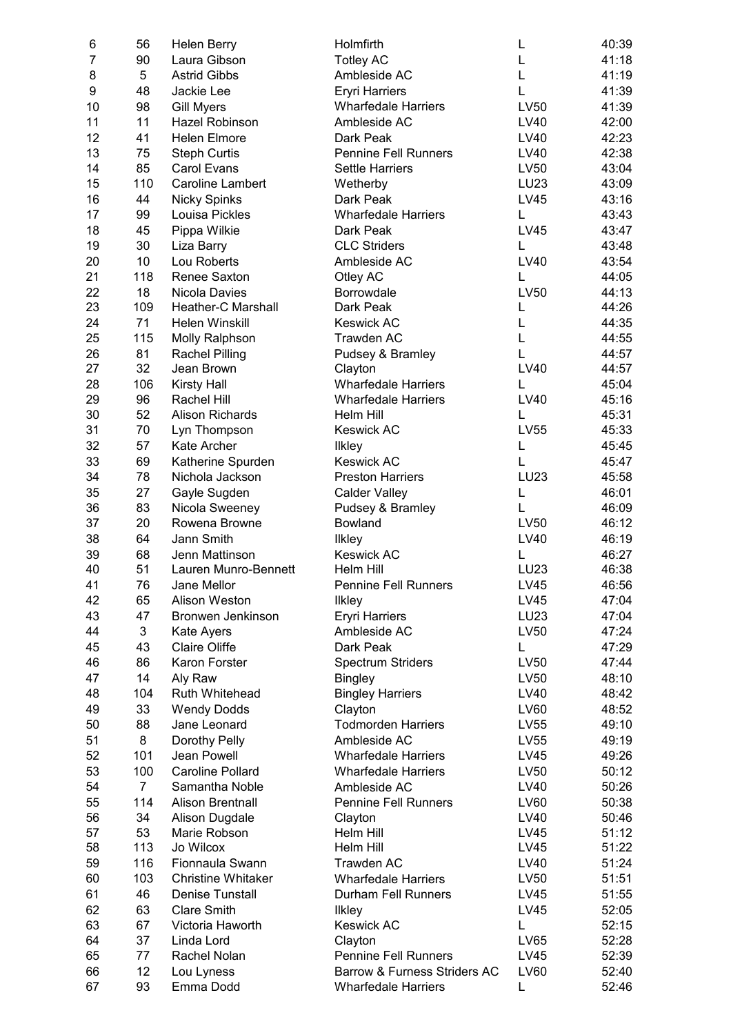| | | | | | |
|---|---|---|---|---|---|
| 6 | 56 | Helen Berry | Holmfirth | L | 40:39 |
| 7 | 90 | Laura Gibson | Totley AC | L | 41:18 |
| 8 | 5 | Astrid Gibbs | Ambleside AC | L | 41:19 |
| 9 | 48 | Jackie Lee | Eryri Harriers | L | 41:39 |
| 10 | 98 | Gill Myers | Wharfedale Harriers | LV50 | 41:39 |
| 11 | 11 | Hazel Robinson | Ambleside AC | LV40 | 42:00 |
| 12 | 41 | Helen Elmore | Dark Peak | LV40 | 42:23 |
| 13 | 75 | Steph Curtis | Pennine Fell Runners | LV40 | 42:38 |
| 14 | 85 | Carol Evans | Settle Harriers | LV50 | 43:04 |
| 15 | 110 | Caroline Lambert | Wetherby | LU23 | 43:09 |
| 16 | 44 | Nicky Spinks | Dark Peak | LV45 | 43:16 |
| 17 | 99 | Louisa Pickles | Wharfedale Harriers | L | 43:43 |
| 18 | 45 | Pippa Wilkie | Dark Peak | LV45 | 43:47 |
| 19 | 30 | Liza Barry | CLC Striders | L | 43:48 |
| 20 | 10 | Lou Roberts | Ambleside AC | LV40 | 43:54 |
| 21 | 118 | Renee Saxton | Otley AC | L | 44:05 |
| 22 | 18 | Nicola Davies | Borrowdale | LV50 | 44:13 |
| 23 | 109 | Heather-C Marshall | Dark Peak | L | 44:26 |
| 24 | 71 | Helen Winskill | Keswick AC | L | 44:35 |
| 25 | 115 | Molly Ralphson | Trawden AC | L | 44:55 |
| 26 | 81 | Rachel Pilling | Pudsey & Bramley | L | 44:57 |
| 27 | 32 | Jean Brown | Clayton | LV40 | 44:57 |
| 28 | 106 | Kirsty Hall | Wharfedale Harriers | L | 45:04 |
| 29 | 96 | Rachel Hill | Wharfedale Harriers | LV40 | 45:16 |
| 30 | 52 | Alison Richards | Helm Hill | L | 45:31 |
| 31 | 70 | Lyn Thompson | Keswick AC | LV55 | 45:33 |
| 32 | 57 | Kate Archer | Ilkley | L | 45:45 |
| 33 | 69 | Katherine Spurden | Keswick AC | L | 45:47 |
| 34 | 78 | Nichola Jackson | Preston Harriers | LU23 | 45:58 |
| 35 | 27 | Gayle Sugden | Calder Valley | L | 46:01 |
| 36 | 83 | Nicola Sweeney | Pudsey & Bramley | L | 46:09 |
| 37 | 20 | Rowena Browne | Bowland | LV50 | 46:12 |
| 38 | 64 | Jann Smith | Ilkley | LV40 | 46:19 |
| 39 | 68 | Jenn Mattinson | Keswick AC | L | 46:27 |
| 40 | 51 | Lauren Munro-Bennett | Helm Hill | LU23 | 46:38 |
| 41 | 76 | Jane Mellor | Pennine Fell Runners | LV45 | 46:56 |
| 42 | 65 | Alison Weston | Ilkley | LV45 | 47:04 |
| 43 | 47 | Bronwen Jenkinson | Eryri Harriers | LU23 | 47:04 |
| 44 | 3 | Kate Ayers | Ambleside AC | LV50 | 47:24 |
| 45 | 43 | Claire Oliffe | Dark Peak | L | 47:29 |
| 46 | 86 | Karon Forster | Spectrum Striders | LV50 | 47:44 |
| 47 | 14 | Aly Raw | Bingley | LV50 | 48:10 |
| 48 | 104 | Ruth Whitehead | Bingley Harriers | LV40 | 48:42 |
| 49 | 33 | Wendy Dodds | Clayton | LV60 | 48:52 |
| 50 | 88 | Jane Leonard | Todmorden Harriers | LV55 | 49:10 |
| 51 | 8 | Dorothy Pelly | Ambleside AC | LV55 | 49:19 |
| 52 | 101 | Jean Powell | Wharfedale Harriers | LV45 | 49:26 |
| 53 | 100 | Caroline Pollard | Wharfedale Harriers | LV50 | 50:12 |
| 54 | 7 | Samantha Noble | Ambleside AC | LV40 | 50:26 |
| 55 | 114 | Alison Brentnall | Pennine Fell Runners | LV60 | 50:38 |
| 56 | 34 | Alison Dugdale | Clayton | LV40 | 50:46 |
| 57 | 53 | Marie Robson | Helm Hill | LV45 | 51:12 |
| 58 | 113 | Jo Wilcox | Helm Hill | LV45 | 51:22 |
| 59 | 116 | Fionnaula Swann | Trawden AC | LV40 | 51:24 |
| 60 | 103 | Christine Whitaker | Wharfedale Harriers | LV50 | 51:51 |
| 61 | 46 | Denise Tunstall | Durham Fell Runners | LV45 | 51:55 |
| 62 | 63 | Clare Smith | Ilkley | LV45 | 52:05 |
| 63 | 67 | Victoria Haworth | Keswick AC | L | 52:15 |
| 64 | 37 | Linda Lord | Clayton | LV65 | 52:28 |
| 65 | 77 | Rachel Nolan | Pennine Fell Runners | LV45 | 52:39 |
| 66 | 12 | Lou Lyness | Barrow & Furness Striders AC | LV60 | 52:40 |
| 67 | 93 | Emma Dodd | Wharfedale Harriers | L | 52:46 |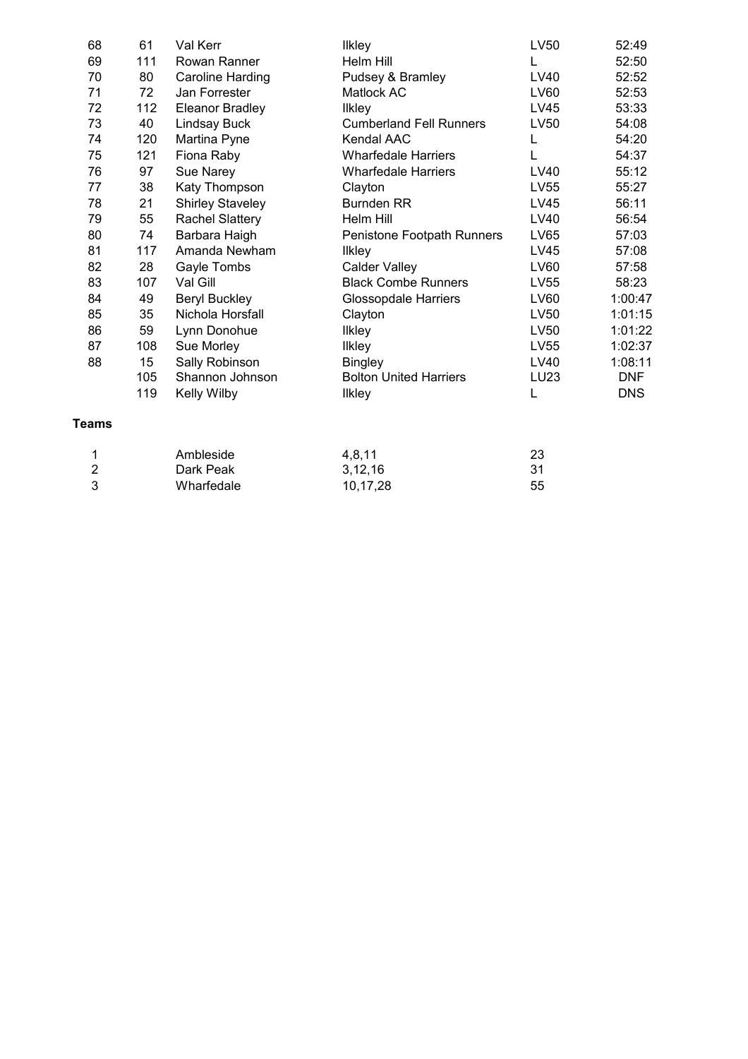| | | | | | |
|---|---|---|---|---|---|
| 68 | 61 | Val Kerr | Ilkley | LV50 | 52:49 |
| 69 | 111 | Rowan Ranner | Helm Hill | L | 52:50 |
| 70 | 80 | Caroline Harding | Pudsey & Bramley | LV40 | 52:52 |
| 71 | 72 | Jan Forrester | Matlock AC | LV60 | 52:53 |
| 72 | 112 | Eleanor Bradley | Ilkley | LV45 | 53:33 |
| 73 | 40 | Lindsay Buck | Cumberland Fell Runners | LV50 | 54:08 |
| 74 | 120 | Martina Pyne | Kendal AAC | L | 54:20 |
| 75 | 121 | Fiona Raby | Wharfedale Harriers | L | 54:37 |
| 76 | 97 | Sue Narey | Wharfedale Harriers | LV40 | 55:12 |
| 77 | 38 | Katy Thompson | Clayton | LV55 | 55:27 |
| 78 | 21 | Shirley Staveley | Burnden RR | LV45 | 56:11 |
| 79 | 55 | Rachel Slattery | Helm Hill | LV40 | 56:54 |
| 80 | 74 | Barbara Haigh | Penistone Footpath Runners | LV65 | 57:03 |
| 81 | 117 | Amanda Newham | Ilkley | LV45 | 57:08 |
| 82 | 28 | Gayle Tombs | Calder Valley | LV60 | 57:58 |
| 83 | 107 | Val Gill | Black Combe Runners | LV55 | 58:23 |
| 84 | 49 | Beryl Buckley | Glossopdale Harriers | LV60 | 1:00:47 |
| 85 | 35 | Nichola Horsfall | Clayton | LV50 | 1:01:15 |
| 86 | 59 | Lynn Donohue | Ilkley | LV50 | 1:01:22 |
| 87 | 108 | Sue Morley | Ilkley | LV55 | 1:02:37 |
| 88 | 15 | Sally Robinson | Bingley | LV40 | 1:08:11 |
| | 105 | Shannon Johnson | Bolton United Harriers | LU23 | DNF |
| | 119 | Kelly Wilby | Ilkley | L | DNS |

**Teams**

| | | | |
|---|---|---|---|
| 1 | Ambleside | 4,8,11 | 23 |
| 2 | Dark Peak | 3,12,16 | 31 |
| 3 | Wharfedale | 10,17,28 | 55 |